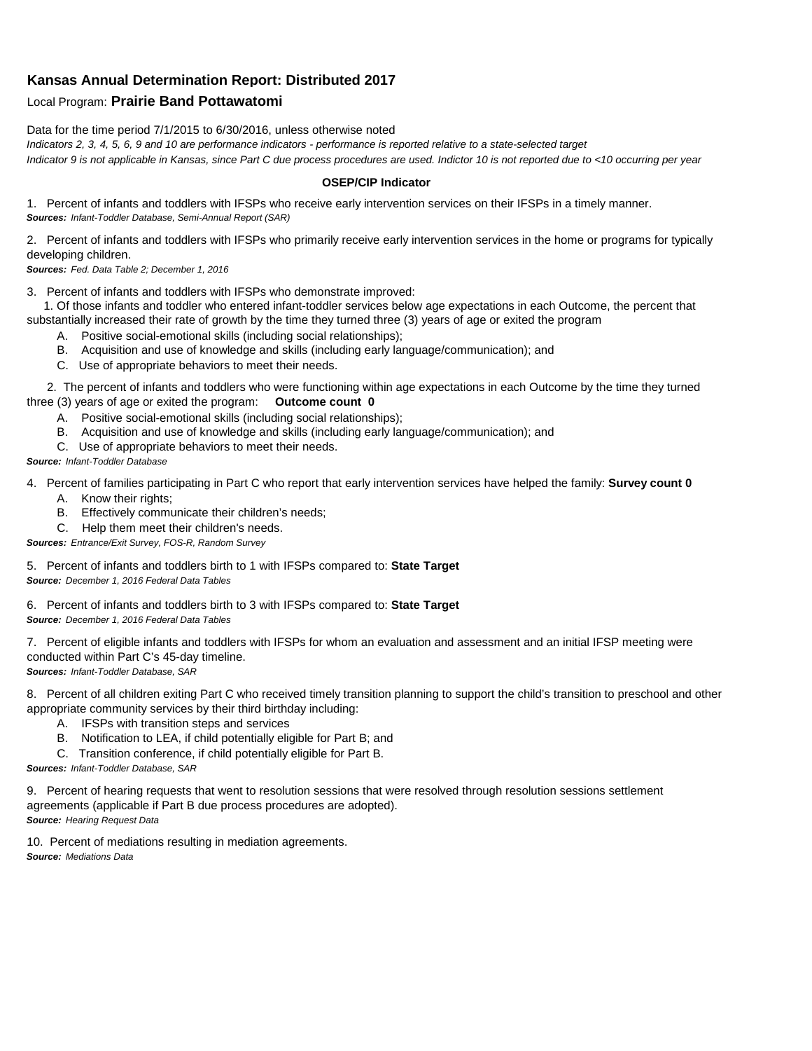# Kansas Annual Determination Report: Distributed 2017

Local Program: **Prairie Band Pottawatomi**

Data for the time period 7/1/2015 to 6/30/2016, unless otherwise noted

*Indicators 2, 3, 4, 5, 6, 9 and 10 are performance indicators - performance is reported relative to a state-selected target*

*Indicator 9 is not applicable in Kansas, since Part C due process procedures are used. Indictor 10 is not reported due to <10 occurring per year*

**OSEP/CIP Indicator**

1. Percent of infants and toddlers with IFSPs who receive early intervention services on their IFSPs in a timely manner.
***Sources:*** *Infant-Toddler Database, Semi-Annual Report (SAR)*

2. Percent of infants and toddlers with IFSPs who primarily receive early intervention services in the home or programs for typically developing children.
***Sources:*** *Fed. Data Table 2; December 1, 2016*

3. Percent of infants and toddlers with IFSPs who demonstrate improved:

    1. Of those infants and toddler who entered infant-toddler services below age expectations in each Outcome, the percent that substantially increased their rate of growth by the time they turned three (3) years of age or exited the program

        A. Positive social-emotional skills (including social relationships);
        B. Acquisition and use of knowledge and skills (including early language/communication); and
        C. Use of appropriate behaviors to meet their needs.

    2. The percent of infants and toddlers who were functioning within age expectations in each Outcome by the time they turned three (3) years of age or exited the program: **Outcome count 0**

        A. Positive social-emotional skills (including social relationships);
        B. Acquisition and use of knowledge and skills (including early language/communication); and
        C. Use of appropriate behaviors to meet their needs.

***Source:*** *Infant-Toddler Database*

4. Percent of families participating in Part C who report that early intervention services have helped the family: **Survey count 0**
    A. Know their rights;
    B. Effectively communicate their children's needs;
    C. Help them meet their children's needs.

***Sources:*** *Entrance/Exit Survey, FOS-R, Random Survey*

5. Percent of infants and toddlers birth to 1 with IFSPs compared to: **State Target**
***Source:*** *December 1, 2016 Federal Data Tables*

6. Percent of infants and toddlers birth to 3 with IFSPs compared to: **State Target**
***Source:*** *December 1, 2016 Federal Data Tables*

7. Percent of eligible infants and toddlers with IFSPs for whom an evaluation and assessment and an initial IFSP meeting were conducted within Part C's 45-day timeline.
***Sources:*** *Infant-Toddler Database, SAR*

8. Percent of all children exiting Part C who received timely transition planning to support the child's transition to preschool and other appropriate community services by their third birthday including:
    A. IFSPs with transition steps and services
    B. Notification to LEA, if child potentially eligible for Part B; and
    C. Transition conference, if child potentially eligible for Part B.

***Sources:*** *Infant-Toddler Database, SAR*

9. Percent of hearing requests that went to resolution sessions that were resolved through resolution sessions settlement agreements (applicable if Part B due process procedures are adopted).
***Source:*** *Hearing Request Data*

10. Percent of mediations resulting in mediation agreements.
***Source:*** *Mediations Data*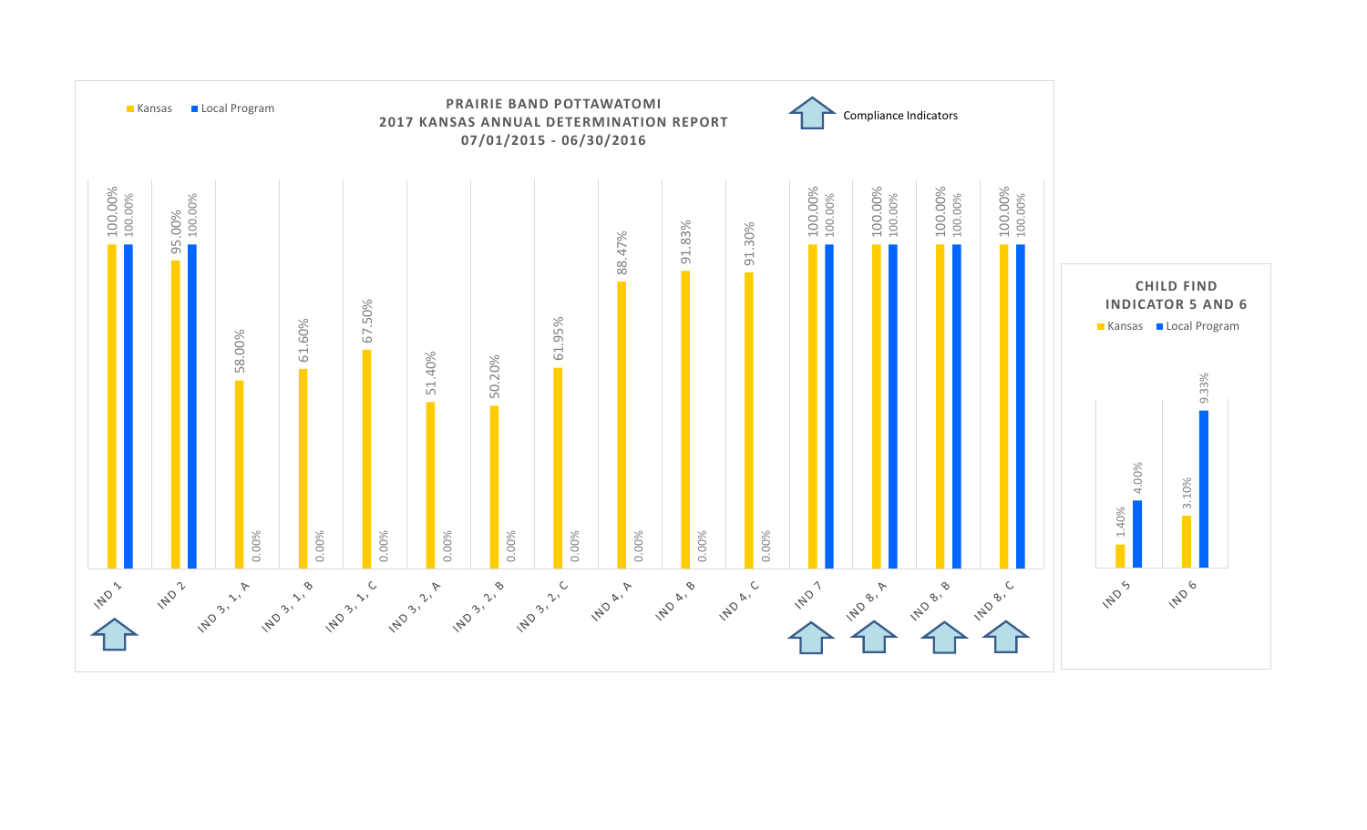## PRAIRIE BAND POTTAWATOMI
## 2017 KANSAS ANNUAL DETERMINATION REPORT
## 07/01/2015 - 06/30/2016

Kansas
Local Program
Compliance Indicators

IND 1: 100.00% 100.00%
IND 2: 95.00% 100.00%
IND 3, 1, A: 58.00% 0.00%
IND 3, 1, B: 61.60% 0.00%
IND 3, 1, C: 67.50% 0.00%
IND 3, 2, A: 51.40% 0.00%
IND 3, 2, B: 50.20% 0.00%
IND 3, 2, C: 61.95% 0.00%
IND 4, A: 88.47% 0.00%
IND 4, B: 91.83% 0.00%
IND 4, C: 91.30% 0.00%
IND 7: 100.00% 100.00%
IND 8, A: 100.00% 100.00%
IND 8, B: 100.00% 100.00%
IND 8, C: 100.00% 100.00%

### CHILD FIND INDICATOR 5 AND 6

Kansas
Local Program

IND 5: 1.40% 4.00%
IND 6: 3.10% 9.33%